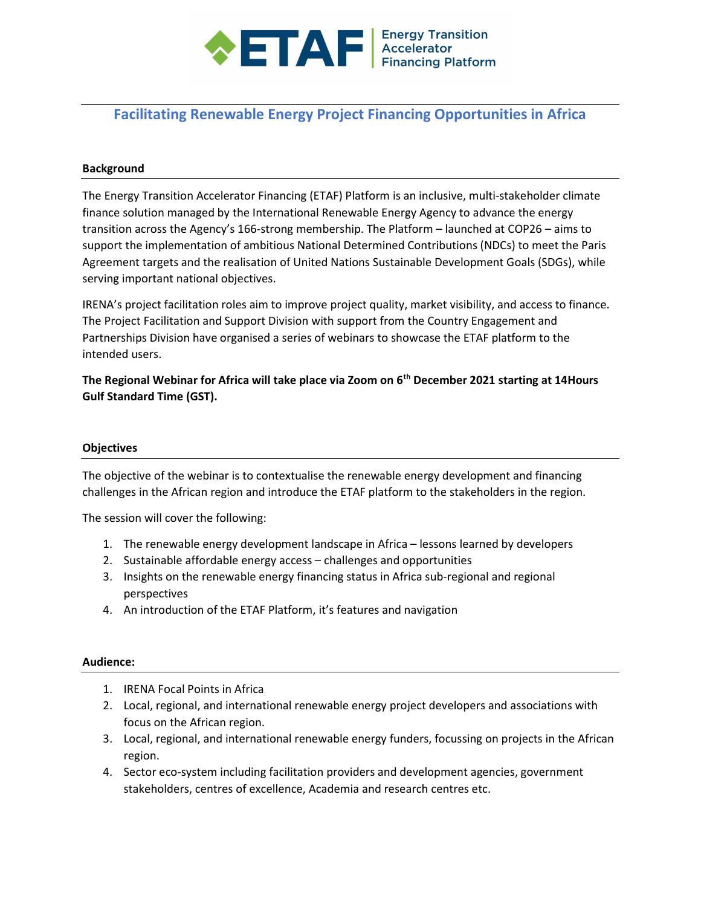# Facilitating Renewable Energy Project Financing Opportunities in Africa

## Background

The Energy Transition Accelerator Financing (ETAF) Platform is an inclusive, multi-stakeholder climate finance solution managed by the International Renewable Energy Agency to advance the energy transition across the Agency's 166-strong membership. The Platform – launched at COP26 – aims to support the implementation of ambitious National Determined Contributions (NDCs) to meet the Paris Agreement targets and the realisation of United Nations Sustainable Development Goals (SDGs), while serving important national objectives.

IRENA's project facilitation roles aim to improve project quality, market visibility, and access to finance. The Project Facilitation and Support Division with support from the Country Engagement and Partnerships Division have organised a series of webinars to showcase the ETAF platform to the intended users.

**The Regional Webinar for Africa will take place via Zoom on 6th December 2021 starting at 14Hours Gulf Standard Time (GST).**

## Objectives

The objective of the webinar is to contextualise the renewable energy development and financing challenges in the African region and introduce the ETAF platform to the stakeholders in the region.

The session will cover the following:

1. The renewable energy development landscape in Africa – lessons learned by developers
2. Sustainable affordable energy access – challenges and opportunities
3. Insights on the renewable energy financing status in Africa sub-regional and regional perspectives
4. An introduction of the ETAF Platform, it's features and navigation

## Audience:

1. IRENA Focal Points in Africa
2. Local, regional, and international renewable energy project developers and associations with focus on the African region.
3. Local, regional, and international renewable energy funders, focussing on projects in the African region.
4. Sector eco-system including facilitation providers and development agencies, government stakeholders, centres of excellence, Academia and research centres etc.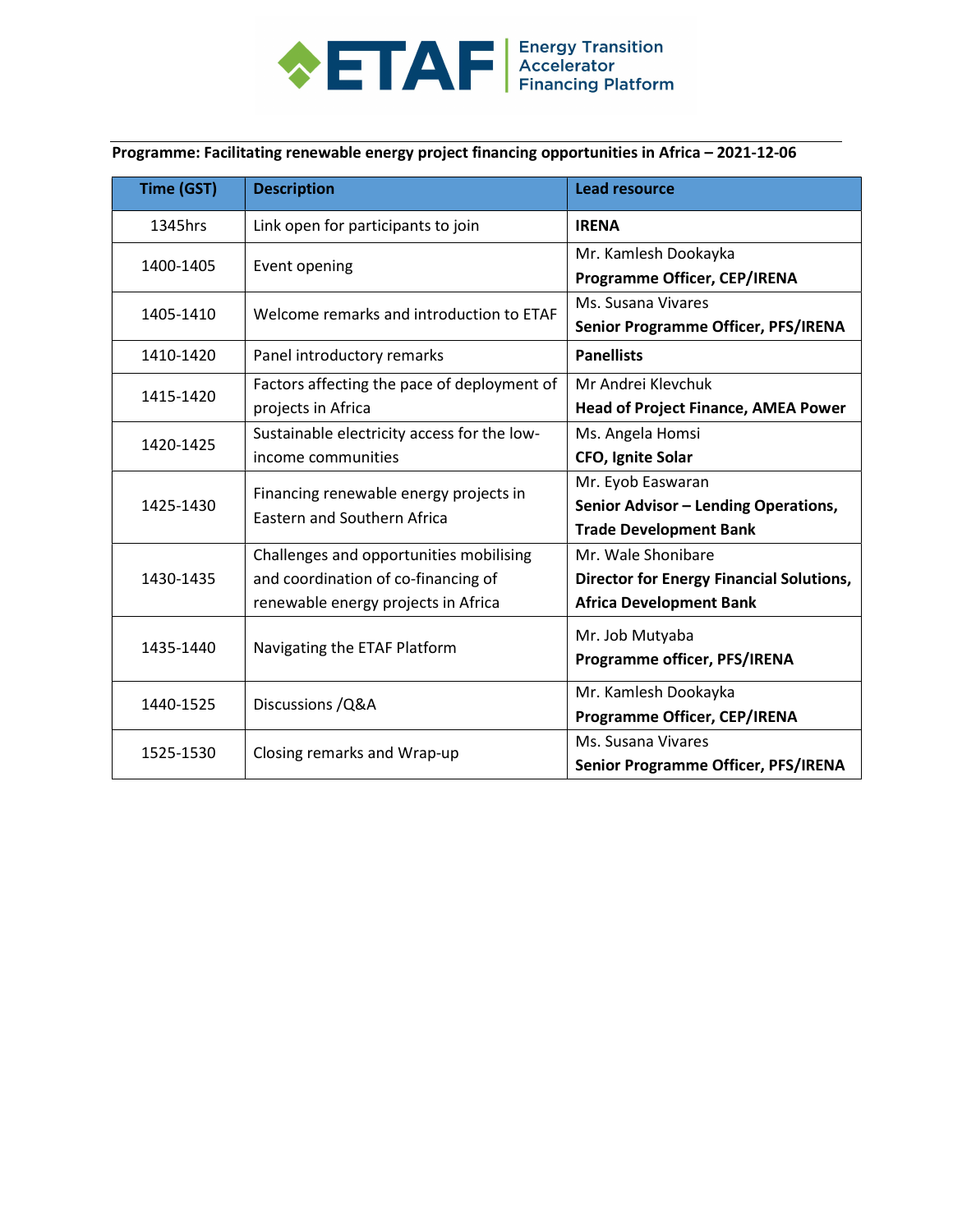**ETAF** Energy Transition Accelerator Financing Platform

**Programme: Facilitating renewable energy project financing opportunities in Africa – 2021-12-06**

| Time (GST) | Description | Lead resource |
|---|---|---|
| 1345hrs | Link open for participants to join | **IRENA** |
| 1400-1405 | Event opening | Mr. Kamlesh Dookayka **Programme Officer, CEP/IRENA** |
| 1405-1410 | Welcome remarks and introduction to ETAF | Ms. Susana Vivares **Senior Programme Officer, PFS/IRENA** |
| 1410-1420 | Panel introductory remarks | **Panellists** |
| 1415-1420 | Factors affecting the pace of deployment of projects in Africa | Mr Andrei Klevchuk **Head of Project Finance, AMEA Power** |
| 1420-1425 | Sustainable electricity access for the low-income communities | Ms. Angela Homsi **CFO, Ignite Solar** |
| 1425-1430 | Financing renewable energy projects in Eastern and Southern Africa | Mr. Eyob Easwaran **Senior Advisor – Lending Operations, Trade Development Bank** |
| 1430-1435 | Challenges and opportunities mobilising and coordination of co-financing of renewable energy projects in Africa | Mr. Wale Shonibare **Director for Energy Financial Solutions, Africa Development Bank** |
| 1435-1440 | Navigating the ETAF Platform | Mr. Job Mutyaba **Programme officer, PFS/IRENA** |
| 1440-1525 | Discussions /Q&A | Mr. Kamlesh Dookayka **Programme Officer, CEP/IRENA** |
| 1525-1530 | Closing remarks and Wrap-up | Ms. Susana Vivares **Senior Programme Officer, PFS/IRENA** |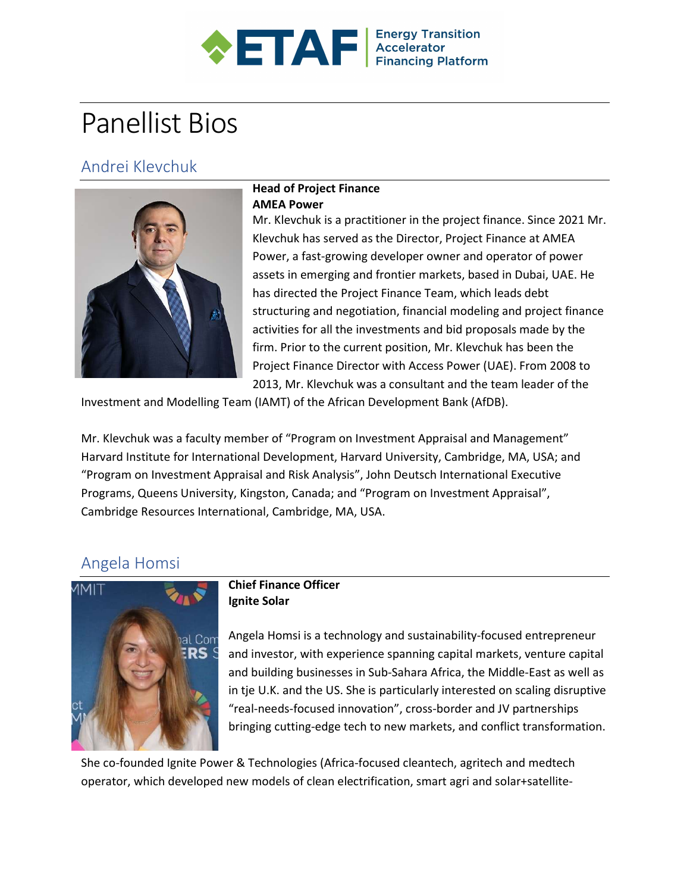# Panellist Bios

## Andrei Klevchuk

**Head of Project Finance**
**AMEA Power**

Mr. Klevchuk is a practitioner in the project finance. Since 2021 Mr. Klevchuk has served as the Director, Project Finance at AMEA Power, a fast-growing developer owner and operator of power assets in emerging and frontier markets, based in Dubai, UAE. He has directed the Project Finance Team, which leads debt structuring and negotiation, financial modeling and project finance activities for all the investments and bid proposals made by the firm. Prior to the current position, Mr. Klevchuk has been the Project Finance Director with Access Power (UAE). From 2008 to 2013, Mr. Klevchuk was a consultant and the team leader of the Investment and Modelling Team (IAMT) of the African Development Bank (AfDB).

Mr. Klevchuk was a faculty member of "Program on Investment Appraisal and Management" Harvard Institute for International Development, Harvard University, Cambridge, MA, USA; and "Program on Investment Appraisal and Risk Analysis", John Deutsch International Executive Programs, Queens University, Kingston, Canada; and "Program on Investment Appraisal", Cambridge Resources International, Cambridge, MA, USA.

## Angela Homsi

**Chief Finance Officer**
**Ignite Solar**

Angela Homsi is a technology and sustainability-focused entrepreneur and investor, with experience spanning capital markets, venture capital and building businesses in Sub-Sahara Africa, the Middle-East as well as in tje U.K. and the US. She is particularly interested on scaling disruptive "real-needs-focused innovation", cross-border and JV partnerships bringing cutting-edge tech to new markets, and conflict transformation.

She co-founded Ignite Power & Technologies (Africa-focused cleantech, agritech and medtech operator, which developed new models of clean electrification, smart agri and solar+satellite-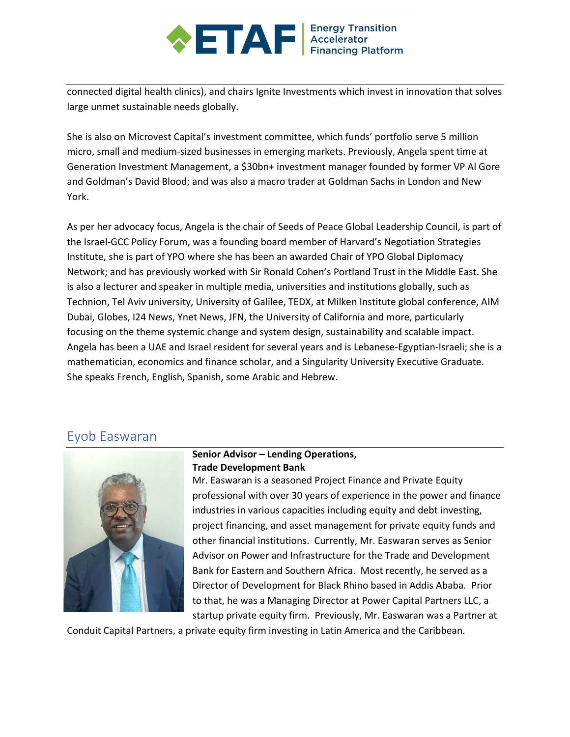connected digital health clinics), and chairs Ignite Investments which invest in innovation that solves large unmet sustainable needs globally.

She is also on Microvest Capital's investment committee, which funds' portfolio serve 5 million micro, small and medium-sized businesses in emerging markets. Previously, Angela spent time at Generation Investment Management, a $30bn+ investment manager founded by former VP Al Gore and Goldman's David Blood; and was also a macro trader at Goldman Sachs in London and New York.

As per her advocacy focus, Angela is the chair of Seeds of Peace Global Leadership Council, is part of the Israel-GCC Policy Forum, was a founding board member of Harvard's Negotiation Strategies Institute, she is part of YPO where she has been an awarded Chair of YPO Global Diplomacy Network; and has previously worked with Sir Ronald Cohen's Portland Trust in the Middle East. She is also a lecturer and speaker in multiple media, universities and institutions globally, such as Technion, Tel Aviv university, University of Galilee, TEDX, at Milken Institute global conference, AIM Dubai, Globes, I24 News, Ynet News, JFN, the University of California and more, particularly focusing on the theme systemic change and system design, sustainability and scalable impact. Angela has been a UAE and Israel resident for several years and is Lebanese-Egyptian-Israeli; she is a mathematician, economics and finance scholar, and a Singularity University Executive Graduate. She speaks French, English, Spanish, some Arabic and Hebrew.

## Eyob Easwaran

**Senior Advisor – Lending Operations, Trade Development Bank**

Mr. Easwaran is a seasoned Project Finance and Private Equity professional with over 30 years of experience in the power and finance industries in various capacities including equity and debt investing, project financing, and asset management for private equity funds and other financial institutions. Currently, Mr. Easwaran serves as Senior Advisor on Power and Infrastructure for the Trade and Development Bank for Eastern and Southern Africa. Most recently, he served as a Director of Development for Black Rhino based in Addis Ababa. Prior to that, he was a Managing Director at Power Capital Partners LLC, a startup private equity firm. Previously, Mr. Easwaran was a Partner at Conduit Capital Partners, a private equity firm investing in Latin America and the Caribbean.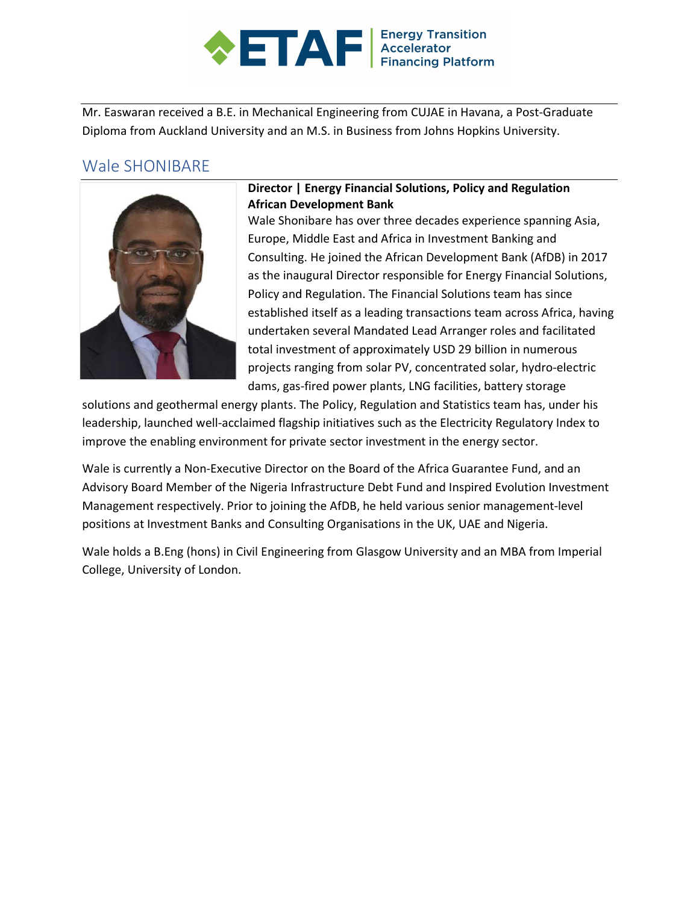Mr. Easwaran received a B.E. in Mechanical Engineering from CUJAE in Havana, a Post-Graduate Diploma from Auckland University and an M.S. in Business from Johns Hopkins University.

## Wale SHONIBARE

**Director | Energy Financial Solutions, Policy and Regulation**
**African Development Bank**

Wale Shonibare has over three decades experience spanning Asia, Europe, Middle East and Africa in Investment Banking and Consulting. He joined the African Development Bank (AfDB) in 2017 as the inaugural Director responsible for Energy Financial Solutions, Policy and Regulation. The Financial Solutions team has since established itself as a leading transactions team across Africa, having undertaken several Mandated Lead Arranger roles and facilitated total investment of approximately USD 29 billion in numerous projects ranging from solar PV, concentrated solar, hydro-electric dams, gas-fired power plants, LNG facilities, battery storage solutions and geothermal energy plants. The Policy, Regulation and Statistics team has, under his leadership, launched well-acclaimed flagship initiatives such as the Electricity Regulatory Index to improve the enabling environment for private sector investment in the energy sector.

Wale is currently a Non-Executive Director on the Board of the Africa Guarantee Fund, and an Advisory Board Member of the Nigeria Infrastructure Debt Fund and Inspired Evolution Investment Management respectively. Prior to joining the AfDB, he held various senior management-level positions at Investment Banks and Consulting Organisations in the UK, UAE and Nigeria.

Wale holds a B.Eng (hons) in Civil Engineering from Glasgow University and an MBA from Imperial College, University of London.